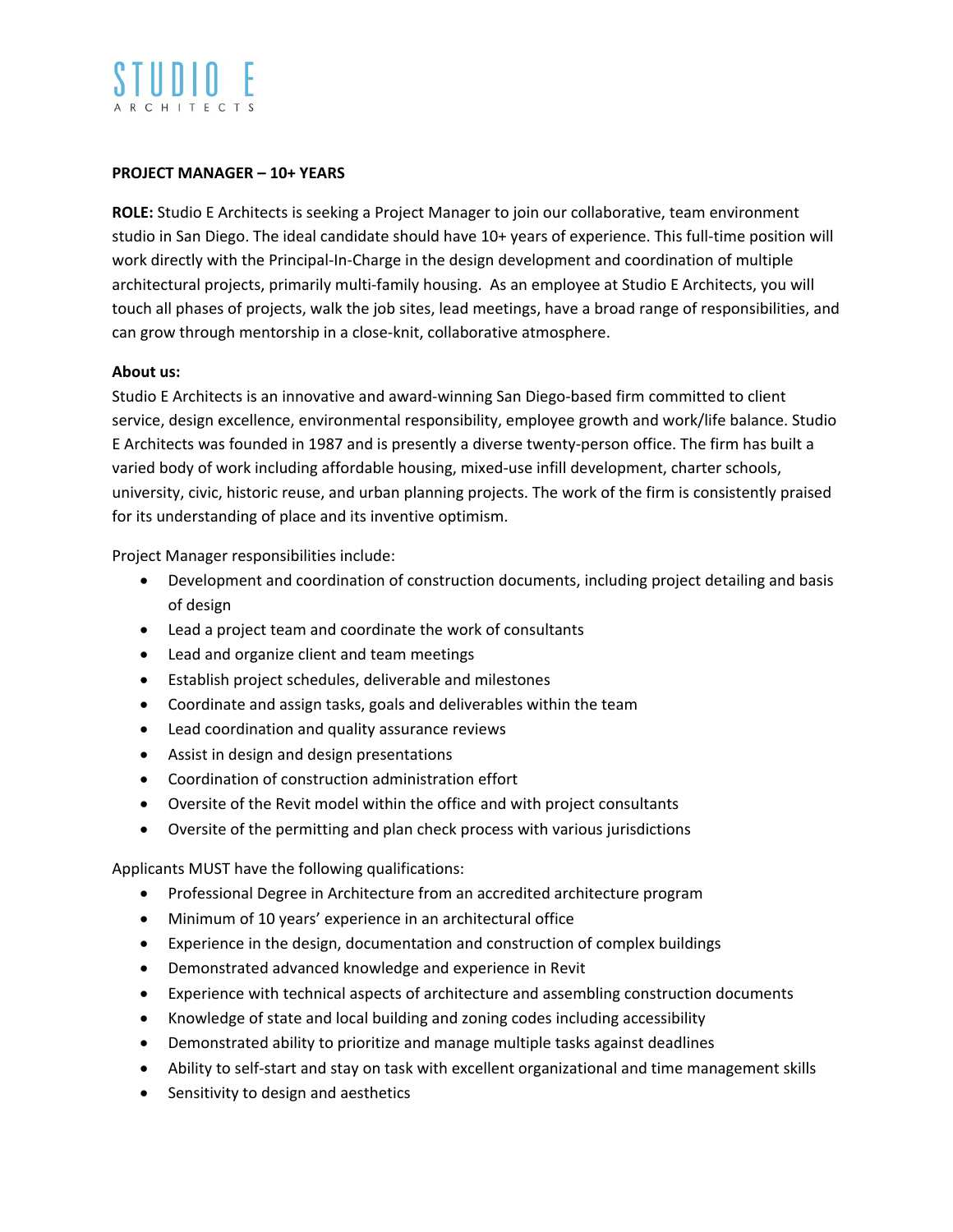STUDIO E
ARCHITECTS

**PROJECT MANAGER – 10+ YEARS**

**ROLE:** Studio E Architects is seeking a Project Manager to join our collaborative, team environment studio in San Diego. The ideal candidate should have 10+ years of experience. This full-time position will work directly with the Principal-In-Charge in the design development and coordination of multiple architectural projects, primarily multi-family housing. As an employee at Studio E Architects, you will touch all phases of projects, walk the job sites, lead meetings, have a broad range of responsibilities, and can grow through mentorship in a close-knit, collaborative atmosphere.

**About us:**
Studio E Architects is an innovative and award-winning San Diego-based firm committed to client service, design excellence, environmental responsibility, employee growth and work/life balance. Studio E Architects was founded in 1987 and is presently a diverse twenty-person office. The firm has built a varied body of work including affordable housing, mixed-use infill development, charter schools, university, civic, historic reuse, and urban planning projects. The work of the firm is consistently praised for its understanding of place and its inventive optimism.

Project Manager responsibilities include:

- Development and coordination of construction documents, including project detailing and basis of design
- Lead a project team and coordinate the work of consultants
- Lead and organize client and team meetings
- Establish project schedules, deliverable and milestones
- Coordinate and assign tasks, goals and deliverables within the team
- Lead coordination and quality assurance reviews
- Assist in design and design presentations
- Coordination of construction administration effort
- Oversite of the Revit model within the office and with project consultants
- Oversite of the permitting and plan check process with various jurisdictions

Applicants MUST have the following qualifications:

- Professional Degree in Architecture from an accredited architecture program
- Minimum of 10 years' experience in an architectural office
- Experience in the design, documentation and construction of complex buildings
- Demonstrated advanced knowledge and experience in Revit
- Experience with technical aspects of architecture and assembling construction documents
- Knowledge of state and local building and zoning codes including accessibility
- Demonstrated ability to prioritize and manage multiple tasks against deadlines
- Ability to self-start and stay on task with excellent organizational and time management skills
- Sensitivity to design and aesthetics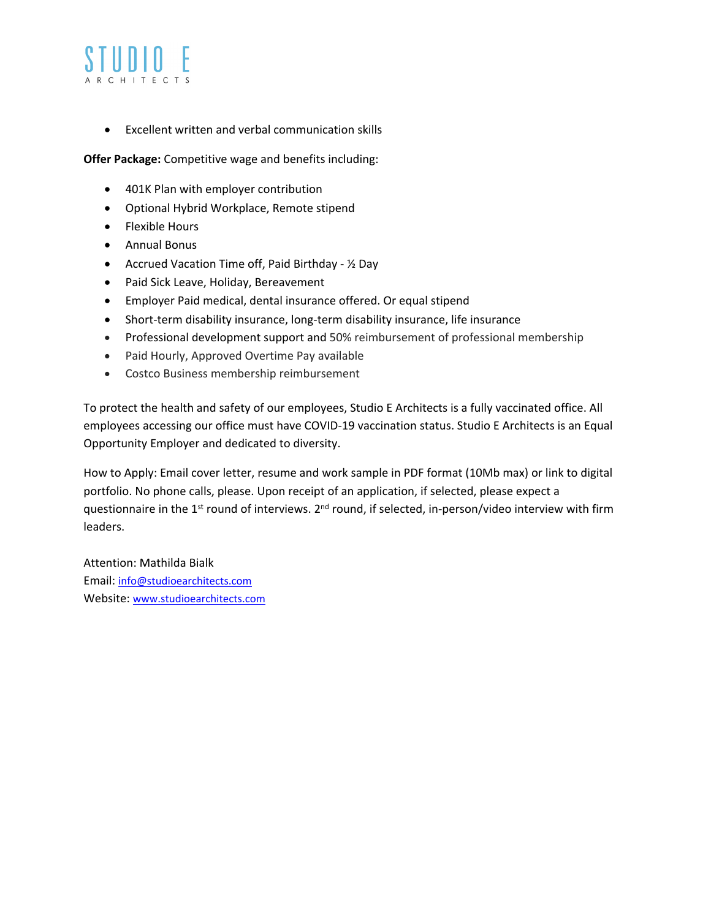- Excellent written and verbal communication skills

**Offer Package:** Competitive wage and benefits including:

- 401K Plan with employer contribution
- Optional Hybrid Workplace, Remote stipend
- Flexible Hours
- Annual Bonus
- Accrued Vacation Time off, Paid Birthday - ½ Day
- Paid Sick Leave, Holiday, Bereavement
- Employer Paid medical, dental insurance offered. Or equal stipend
- Short-term disability insurance, long-term disability insurance, life insurance
- Professional development support and 50% reimbursement of professional membership
- Paid Hourly, Approved Overtime Pay available
- Costco Business membership reimbursement

To protect the health and safety of our employees, Studio E Architects is a fully vaccinated office. All employees accessing our office must have COVID-19 vaccination status. Studio E Architects is an Equal Opportunity Employer and dedicated to diversity.

How to Apply: Email cover letter, resume and work sample in PDF format (10Mb max) or link to digital portfolio. No phone calls, please. Upon receipt of an application, if selected, please expect a questionnaire in the 1st round of interviews. 2nd round, if selected, in-person/video interview with firm leaders.

Attention: Mathilda Bialk
Email: info@studioearchitects.com
Website: www.studioearchitects.com